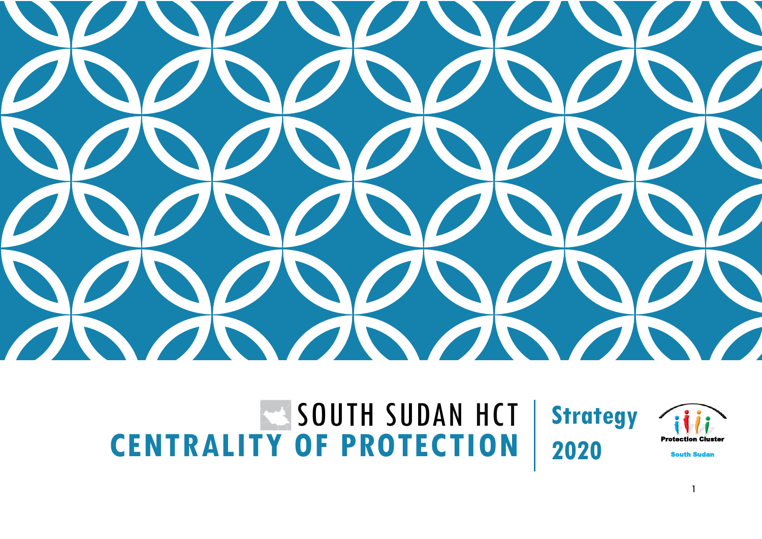# SOUTH SUDAN HCT CENTRALITY OF PROTECTION

**Strategy 2020**

Protection Cluster

South Sudan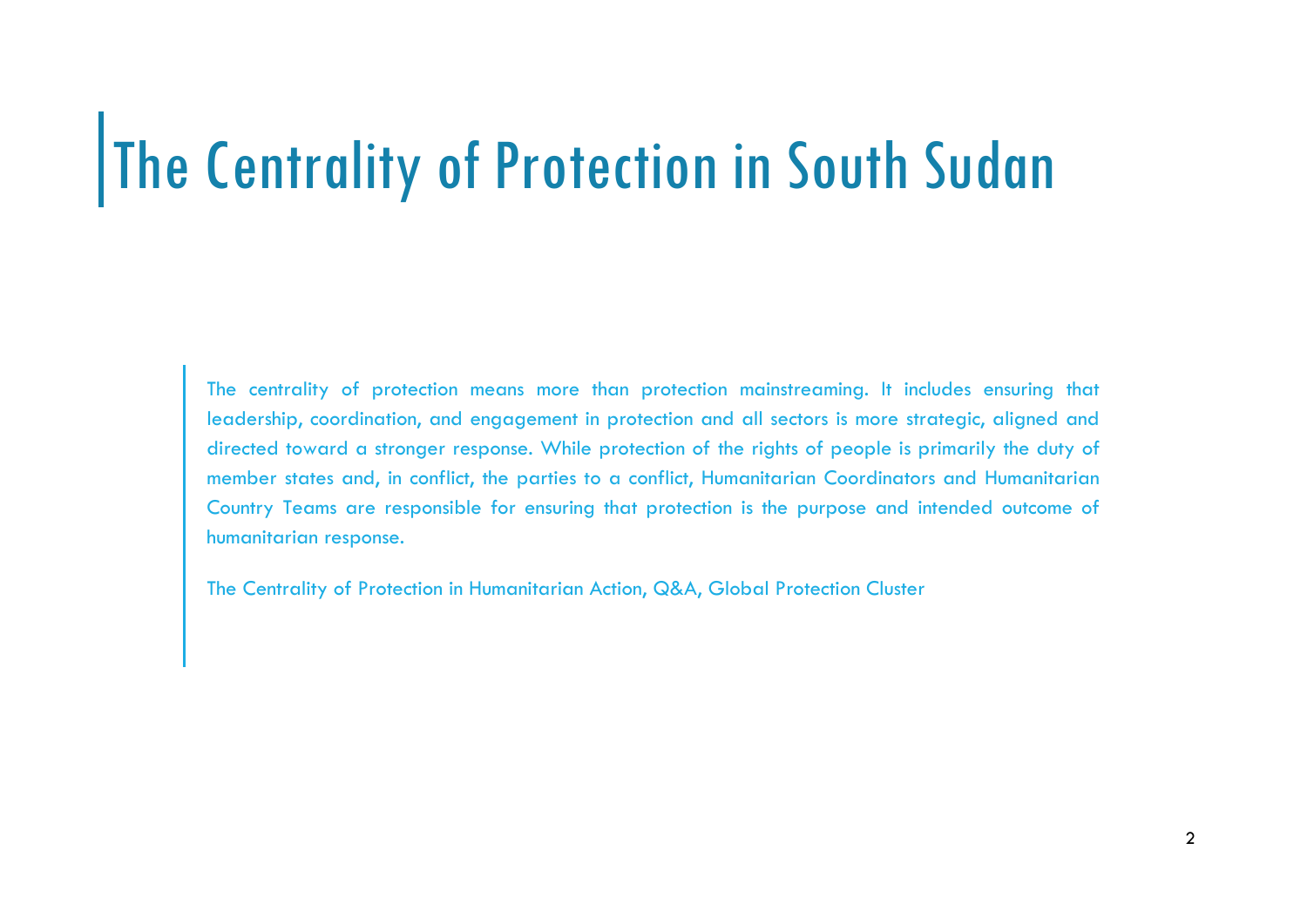# The Centrality of Protection in South Sudan

> The centrality of protection means more than protection mainstreaming. It includes ensuring that leadership, coordination, and engagement in protection and all sectors is more strategic, aligned and directed toward a stronger response. While protection of the rights of people is primarily the duty of member states and, in conflict, the parties to a conflict, Humanitarian Coordinators and Humanitarian Country Teams are responsible for ensuring that protection is the purpose and intended outcome of humanitarian response.
>
> The Centrality of Protection in Humanitarian Action, Q&A, Global Protection Cluster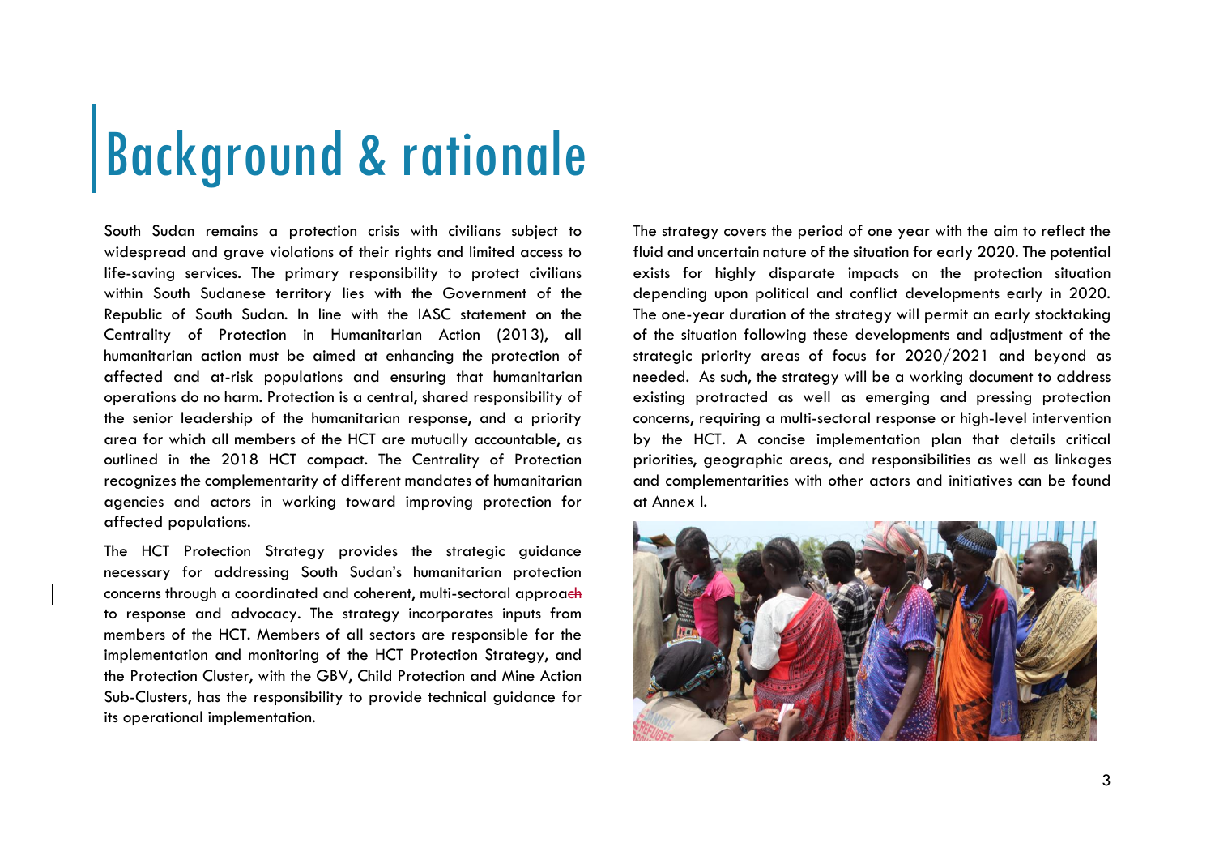# Background & rationale

South Sudan remains a protection crisis with civilians subject to widespread and grave violations of their rights and limited access to life-saving services. The primary responsibility to protect civilians within South Sudanese territory lies with the Government of the Republic of South Sudan. In line with the IASC statement on the Centrality of Protection in Humanitarian Action (2013), all humanitarian action must be aimed at enhancing the protection of affected and at-risk populations and ensuring that humanitarian operations do no harm. Protection is a central, shared responsibility of the senior leadership of the humanitarian response, and a priority area for which all members of the HCT are mutually accountable, as outlined in the 2018 HCT compact. The Centrality of Protection recognizes the complementarity of different mandates of humanitarian agencies and actors in working toward improving protection for affected populations.

The HCT Protection Strategy provides the strategic guidance necessary for addressing South Sudan's humanitarian protection concerns through a coordinated and coherent, multi-sectoral approach to response and advocacy. The strategy incorporates inputs from members of the HCT. Members of all sectors are responsible for the implementation and monitoring of the HCT Protection Strategy, and the Protection Cluster, with the GBV, Child Protection and Mine Action Sub-Clusters, has the responsibility to provide technical guidance for its operational implementation.

The strategy covers the period of one year with the aim to reflect the fluid and uncertain nature of the situation for early 2020. The potential exists for highly disparate impacts on the protection situation depending upon political and conflict developments early in 2020. The one-year duration of the strategy will permit an early stocktaking of the situation following these developments and adjustment of the strategic priority areas of focus for 2020/2021 and beyond as needed. As such, the strategy will be a working document to address existing protracted as well as emerging and pressing protection concerns, requiring a multi-sectoral response or high-level intervention by the HCT. A concise implementation plan that details critical priorities, geographic areas, and responsibilities as well as linkages and complementarities with other actors and initiatives can be found at Annex I.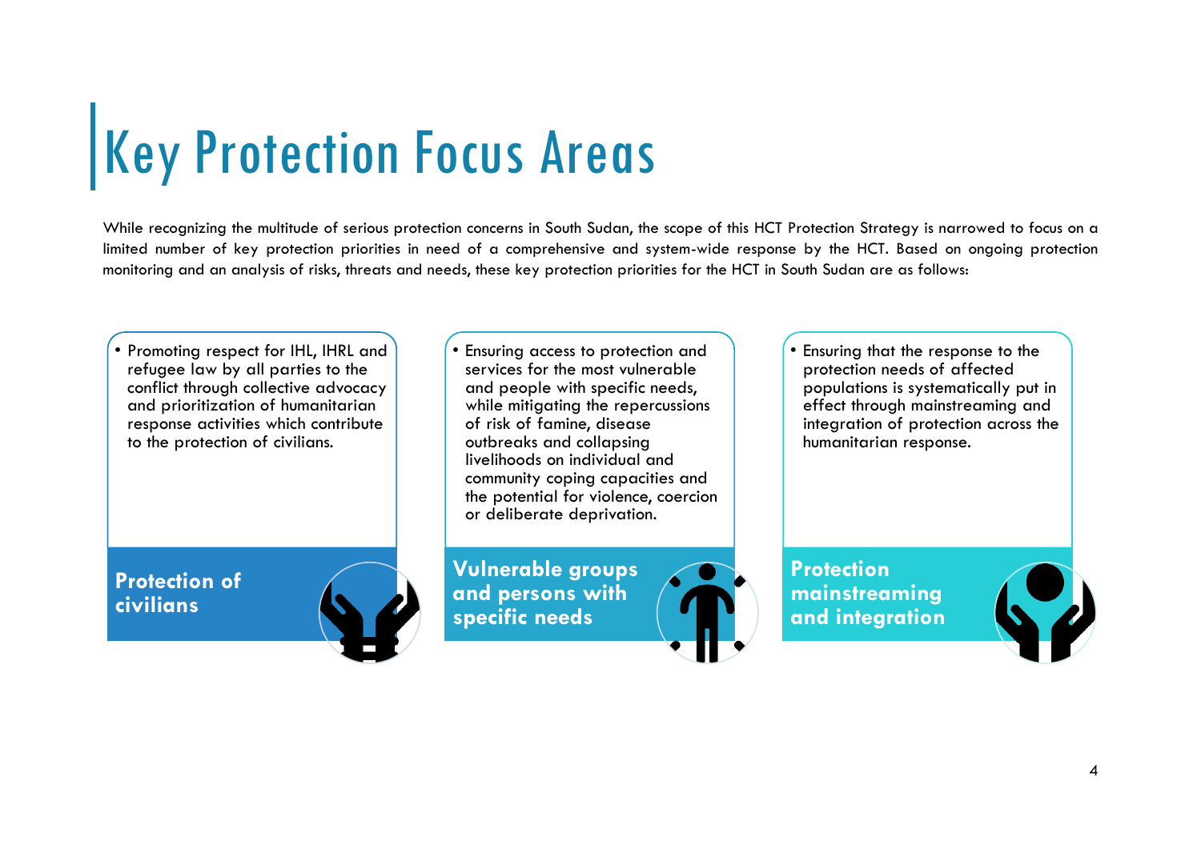# Key Protection Focus Areas

While recognizing the multitude of serious protection concerns in South Sudan, the scope of this HCT Protection Strategy is narrowed to focus on a limited number of key protection priorities in need of a comprehensive and system-wide response by the HCT. Based on ongoing protection monitoring and an analysis of risks, threats and needs, these key protection priorities for the HCT in South Sudan are as follows:

### Protection of civilians

- Promoting respect for IHL, IHRL and refugee law by all parties to the conflict through collective advocacy and prioritization of humanitarian response activities which contribute to the protection of civilians.

### Vulnerable groups and persons with specific needs

- Ensuring access to protection and services for the most vulnerable and people with specific needs, while mitigating the repercussions of risk of famine, disease outbreaks and collapsing livelihoods on individual and community coping capacities and the potential for violence, coercion or deliberate deprivation.

### Protection mainstreaming and integration

- Ensuring that the response to the protection needs of affected populations is systematically put in effect through mainstreaming and integration of protection across the humanitarian response.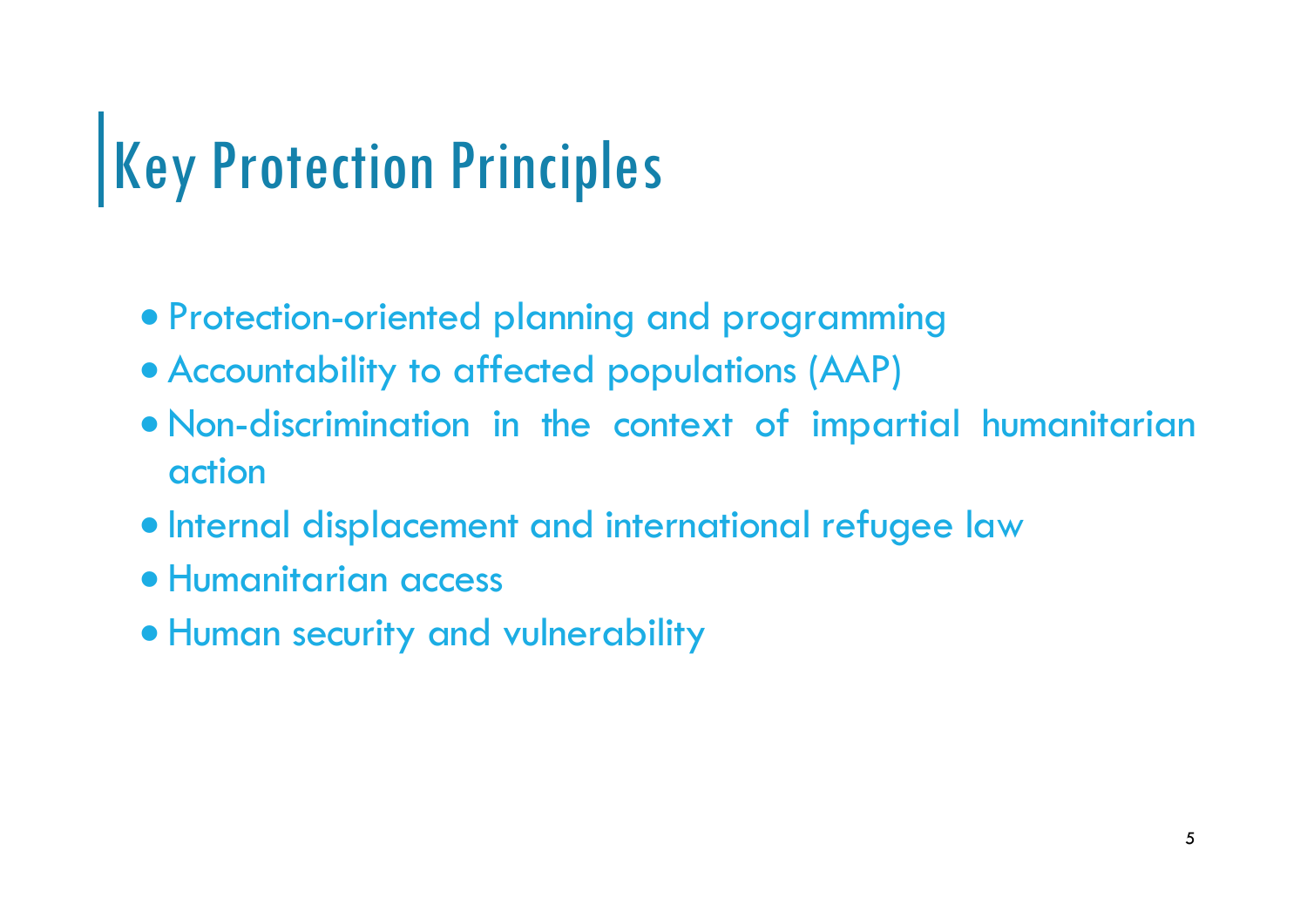# Key Protection Principles

- Protection-oriented planning and programming
- Accountability to affected populations (AAP)
- Non-discrimination in the context of impartial humanitarian action
- Internal displacement and international refugee law
- Humanitarian access
- Human security and vulnerability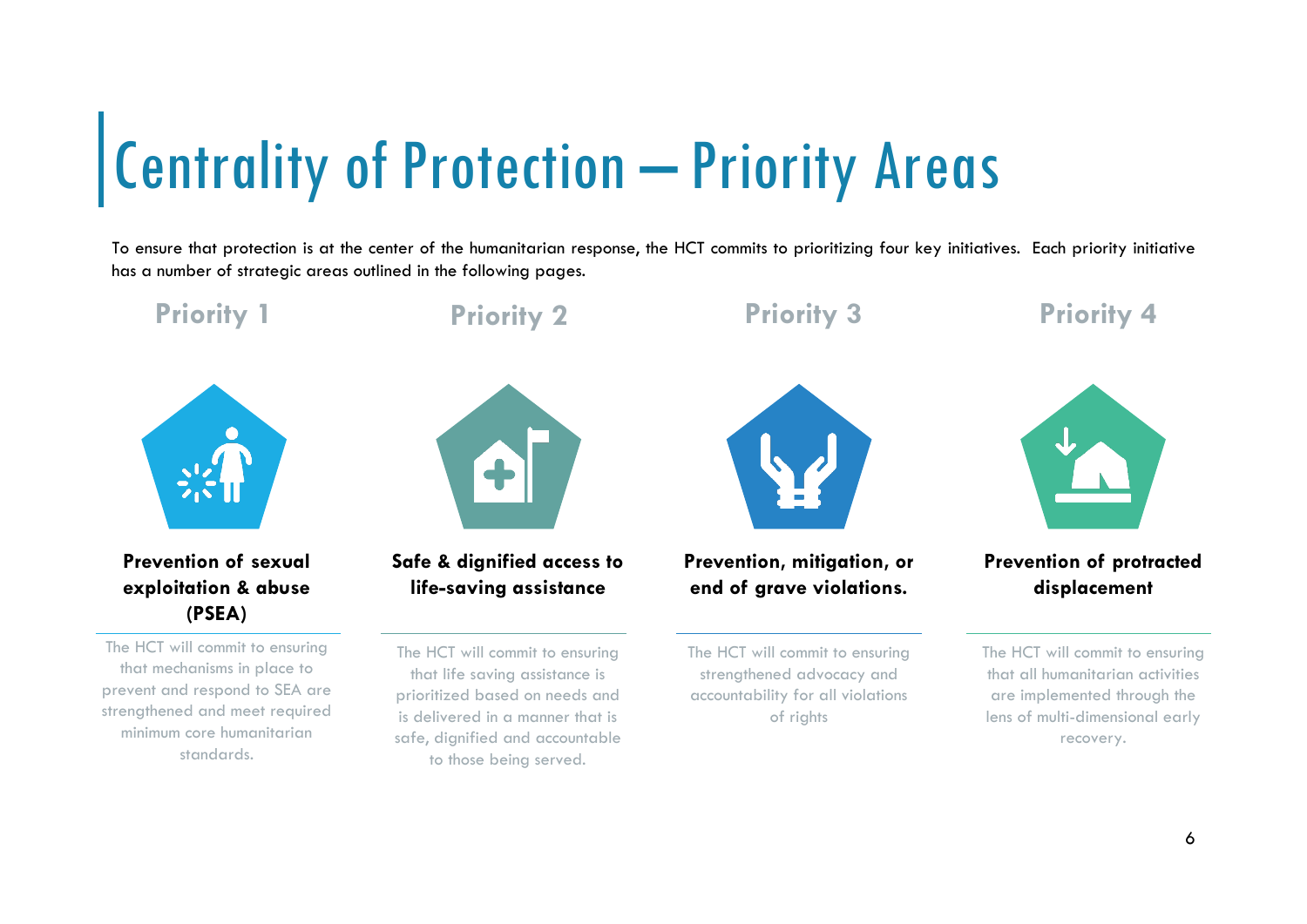# Centrality of Protection – Priority Areas

To ensure that protection is at the center of the humanitarian response, the HCT commits to prioritizing four key initiatives. Each priority initiative has a number of strategic areas outlined in the following pages.

## Priority 1

**Prevention of sexual exploitation & abuse (PSEA)**

The HCT will commit to ensuring that mechanisms in place to prevent and respond to SEA are strengthened and meet required minimum core humanitarian standards.

## Priority 2

**Safe & dignified access to life-saving assistance**

The HCT will commit to ensuring that life saving assistance is prioritized based on needs and is delivered in a manner that is safe, dignified and accountable to those being served.

## Priority 3

**Prevention, mitigation, or end of grave violations.**

The HCT will commit to ensuring strengthened advocacy and accountability for all violations of rights

## Priority 4

**Prevention of protracted displacement**

The HCT will commit to ensuring that all humanitarian activities are implemented through the lens of multi-dimensional early recovery.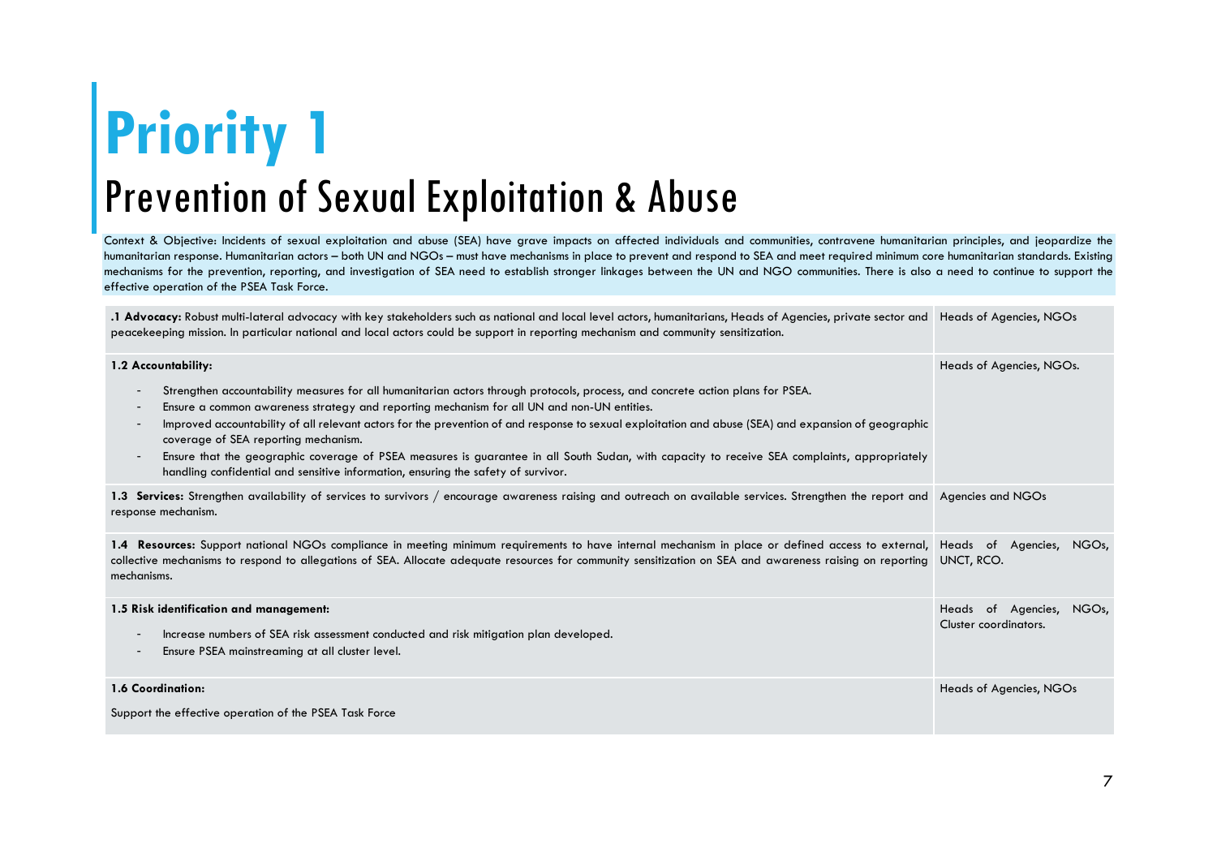# Priority 1

## Prevention of Sexual Exploitation & Abuse

Context & Objective: Incidents of sexual exploitation and abuse (SEA) have grave impacts on affected individuals and communities, contravene humanitarian principles, and jeopardize the humanitarian response. Humanitarian actors – both UN and NGOs – must have mechanisms in place to prevent and respond to SEA and meet required minimum core humanitarian standards. Existing mechanisms for the prevention, reporting, and investigation of SEA need to establish stronger linkages between the UN and NGO communities. There is also a need to continue to support the effective operation of the PSEA Task Force.

| | |
|---|---|
| **.1 Advocacy:** Robust multi-lateral advocacy with key stakeholders such as national and local level actors, humanitarians, Heads of Agencies, private sector and peacekeeping mission. In particular national and local actors could be support in reporting mechanism and community sensitization. | Heads of Agencies, NGOs |
| **1.2 Accountability:**<br>- Strengthen accountability measures for all humanitarian actors through protocols, process, and concrete action plans for PSEA.<br>- Ensure a common awareness strategy and reporting mechanism for all UN and non-UN entities.<br>- Improved accountability of all relevant actors for the prevention of and response to sexual exploitation and abuse (SEA) and expansion of geographic coverage of SEA reporting mechanism.<br>- Ensure that the geographic coverage of PSEA measures is guarantee in all South Sudan, with capacity to receive SEA complaints, appropriately handling confidential and sensitive information, ensuring the safety of survivor. | Heads of Agencies, NGOs. |
| **1.3 Services:** Strengthen availability of services to survivors / encourage awareness raising and outreach on available services. Strengthen the report and response mechanism. | Agencies and NGOs |
| **1.4 Resources:** Support national NGOs compliance in meeting minimum requirements to have internal mechanism in place or defined access to external, collective mechanisms to respond to allegations of SEA. Allocate adequate resources for community sensitization on SEA and awareness raising on reporting mechanisms. | Heads of Agencies, NGOs, UNCT, RCO. |
| **1.5 Risk identification and management:**<br>- Increase numbers of SEA risk assessment conducted and risk mitigation plan developed.<br>- Ensure PSEA mainstreaming at all cluster level. | Heads of Agencies, NGOs, Cluster coordinators. |
| **1.6 Coordination:**<br>Support the effective operation of the PSEA Task Force | Heads of Agencies, NGOs |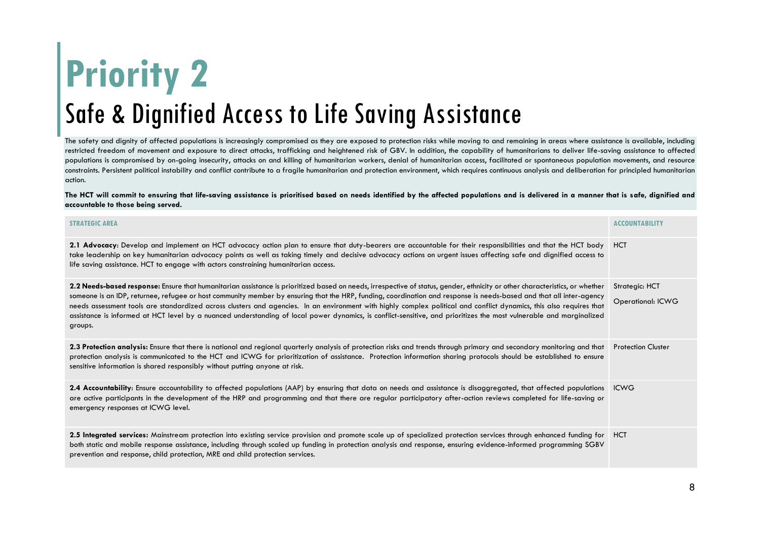# Priority 2

## Safe & Dignified Access to Life Saving Assistance

The safety and dignity of affected populations is increasingly compromised as they are exposed to protection risks while moving to and remaining in areas where assistance is available, including restricted freedom of movement and exposure to direct attacks, trafficking and heightened risk of GBV. In addition, the capability of humanitarians to deliver life-saving assistance to affected populations is compromised by on-going insecurity, attacks on and killing of humanitarian workers, denial of humanitarian access, facilitated or spontaneous population movements, and resource constraints. Persistent political instability and conflict contribute to a fragile humanitarian and protection environment, which requires continuous analysis and deliberation for principled humanitarian action.

**The HCT will commit to ensuring that life-saving assistance is prioritised based on needs identified by the affected populations and is delivered in a manner that is safe, dignified and accountable to those being served.**

| STRATEGIC AREA | ACCOUNTABILITY |
|---|---|
| **2.1 Advocacy**: Develop and implement an HCT advocacy action plan to ensure that duty-bearers are accountable for their responsibilities and that the HCT body take leadership on key humanitarian advocacy points as well as taking timely and decisive advocacy actions on urgent issues affecting safe and dignified access to life saving assistance. HCT to engage with actors constraining humanitarian access. | HCT |
| **2.2 Needs-based response:** Ensure that humanitarian assistance is prioritized based on needs, irrespective of status, gender, ethnicity or other characteristics, or whether someone is an IDP, returnee, refugee or host community member by ensuring that the HRP, funding, coordination and response is needs-based and that all inter-agency needs assessment tools are standardized across clusters and agencies. In an environment with highly complex political and conflict dynamics, this also requires that assistance is informed at HCT level by a nuanced understanding of local power dynamics, is conflict-sensitive, and prioritizes the most vulnerable and marginalized groups. | Strategic: HCT<br>Operational: ICWG |
| **2.3 Protection analysis:** Ensure that there is national and regional quarterly analysis of protection risks and trends through primary and secondary monitoring and that protection analysis is communicated to the HCT and ICWG for prioritization of assistance. Protection information sharing protocols should be established to ensure sensitive information is shared responsibly without putting anyone at risk. | Protection Cluster |
| **2.4 Accountability**: Ensure accountability to affected populations (AAP) by ensuring that data on needs and assistance is disaggregated, that affected populations are active participants in the development of the HRP and programming and that there are regular participatory after-action reviews completed for life-saving or emergency responses at ICWG level. | ICWG |
| **2.5 Integrated services:** Mainstream protection into existing service provision and promote scale up of specialized protection services through enhanced funding for both static and mobile response assistance, including through scaled up funding in protection analysis and response, ensuring evidence-informed programming SGBV prevention and response, child protection, MRE and child protection services. | HCT |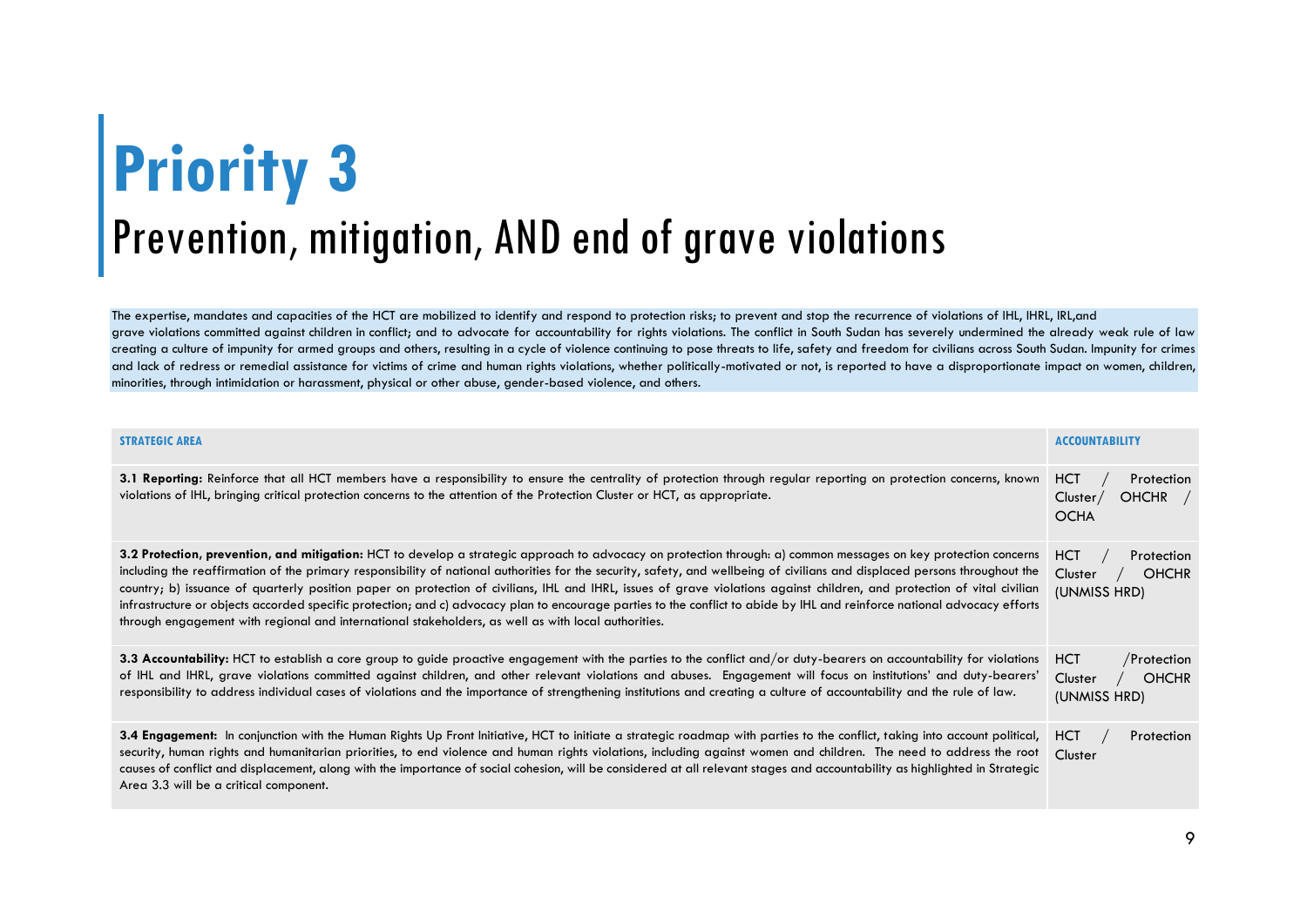# Priority 3

## Prevention, mitigation, AND end of grave violations

The expertise, mandates and capacities of the HCT are mobilized to identify and respond to protection risks; to prevent and stop the recurrence of violations of IHL, IHRL, IRL,and grave violations committed against children in conflict; and to advocate for accountability for rights violations. The conflict in South Sudan has severely undermined the already weak rule of law creating a culture of impunity for armed groups and others, resulting in a cycle of violence continuing to pose threats to life, safety and freedom for civilians across South Sudan. Impunity for crimes and lack of redress or remedial assistance for victims of crime and human rights violations, whether politically-motivated or not, is reported to have a disproportionate impact on women, children, minorities, through intimidation or harassment, physical or other abuse, gender-based violence, and others.

| STRATEGIC AREA | ACCOUNTABILITY |
|---|---|
| **3.1 Reporting:** Reinforce that all HCT members have a responsibility to ensure the centrality of protection through regular reporting on protection concerns, known violations of IHL, bringing critical protection concerns to the attention of the Protection Cluster or HCT, as appropriate. | HCT / Protection Cluster/ OHCHR / OCHA |
| **3.2 Protection, prevention, and mitigation:** HCT to develop a strategic approach to advocacy on protection through: a) common messages on key protection concerns including the reaffirmation of the primary responsibility of national authorities for the security, safety, and wellbeing of civilians and displaced persons throughout the country; b) issuance of quarterly position paper on protection of civilians, IHL and IHRL, issues of grave violations against children, and protection of vital civilian infrastructure or objects accorded specific protection; and c) advocacy plan to encourage parties to the conflict to abide by IHL and reinforce national advocacy efforts through engagement with regional and international stakeholders, as well as with local authorities. | HCT / Protection Cluster / OHCHR (UNMISS HRD) |
| **3.3 Accountability:** HCT to establish a core group to guide proactive engagement with the parties to the conflict and/or duty-bearers on accountability for violations of IHL and IHRL, grave violations committed against children, and other relevant violations and abuses. Engagement will focus on institutions' and duty-bearers' responsibility to address individual cases of violations and the importance of strengthening institutions and creating a culture of accountability and the rule of law. | HCT /Protection Cluster / OHCHR (UNMISS HRD) |
| **3.4 Engagement:** In conjunction with the Human Rights Up Front Initiative, HCT to initiate a strategic roadmap with parties to the conflict, taking into account political, security, human rights and humanitarian priorities, to end violence and human rights violations, including against women and children. The need to address the root causes of conflict and displacement, along with the importance of social cohesion, will be considered at all relevant stages and accountability as highlighted in Strategic Area 3.3 will be a critical component. | HCT / Protection Cluster |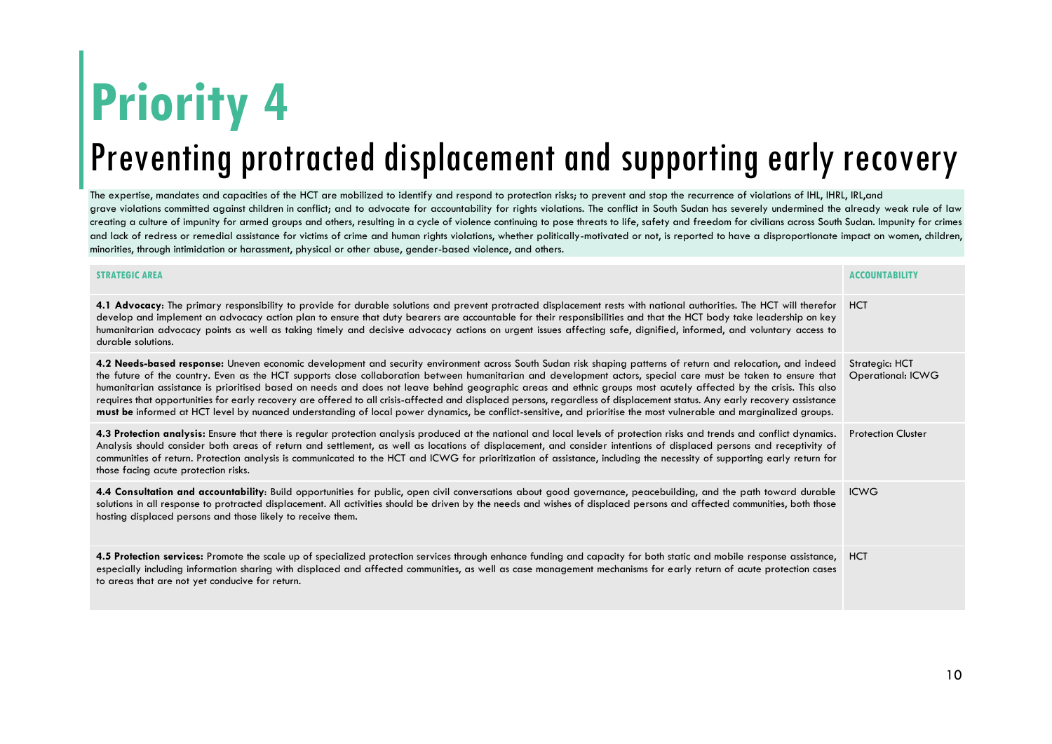# Priority 4

## Preventing protracted displacement and supporting early recovery

The expertise, mandates and capacities of the HCT are mobilized to identify and respond to protection risks; to prevent and stop the recurrence of violations of IHL, IHRL, IRL,and grave violations committed against children in conflict; and to advocate for accountability for rights violations. The conflict in South Sudan has severely undermined the already weak rule of law creating a culture of impunity for armed groups and others, resulting in a cycle of violence continuing to pose threats to life, safety and freedom for civilians across South Sudan. Impunity for crimes and lack of redress or remedial assistance for victims of crime and human rights violations, whether politically-motivated or not, is reported to have a disproportionate impact on women, children, minorities, through intimidation or harassment, physical or other abuse, gender-based violence, and others.

| STRATEGIC AREA | ACCOUNTABILITY |
|---|---|
| **4.1 Advocacy**: The primary responsibility to provide for durable solutions and prevent protracted displacement rests with national authorities. The HCT will therefor develop and implement an advocacy action plan to ensure that duty bearers are accountable for their responsibilities and that the HCT body take leadership on key humanitarian advocacy points as well as taking timely and decisive advocacy actions on urgent issues affecting safe, dignified, informed, and voluntary access to durable solutions. | HCT |
| **4.2 Needs-based response:** Uneven economic development and security environment across South Sudan risk shaping patterns of return and relocation, and indeed the future of the country. Even as the HCT supports close collaboration between humanitarian and development actors, special care must be taken to ensure that humanitarian assistance is prioritised based on needs and does not leave behind geographic areas and ethnic groups most acutely affected by the crisis. This also requires that opportunities for early recovery are offered to all crisis-affected and displaced persons, regardless of displacement status. Any early recovery assistance **must be** informed at HCT level by nuanced understanding of local power dynamics, be conflict-sensitive, and prioritise the most vulnerable and marginalized groups. | Strategic: HCT<br>Operational: ICWG |
| **4.3 Protection analysis:** Ensure that there is regular protection analysis produced at the national and local levels of protection risks and trends and conflict dynamics. Analysis should consider both areas of return and settlement, as well as locations of displacement, and consider intentions of displaced persons and receptivity of communities of return. Protection analysis is communicated to the HCT and ICWG for prioritization of assistance, including the necessity of supporting early return for those facing acute protection risks. | Protection Cluster |
| **4.4 Consultation and accountability**: Build opportunities for public, open civil conversations about good governance, peacebuilding, and the path toward durable solutions in all response to protracted displacement. All activities should be driven by the needs and wishes of displaced persons and affected communities, both those hosting displaced persons and those likely to receive them. | ICWG |
| **4.5 Protection services:** Promote the scale up of specialized protection services through enhance funding and capacity for both static and mobile response assistance, especially including information sharing with displaced and affected communities, as well as case management mechanisms for early return of acute protection cases to areas that are not yet conducive for return. | HCT |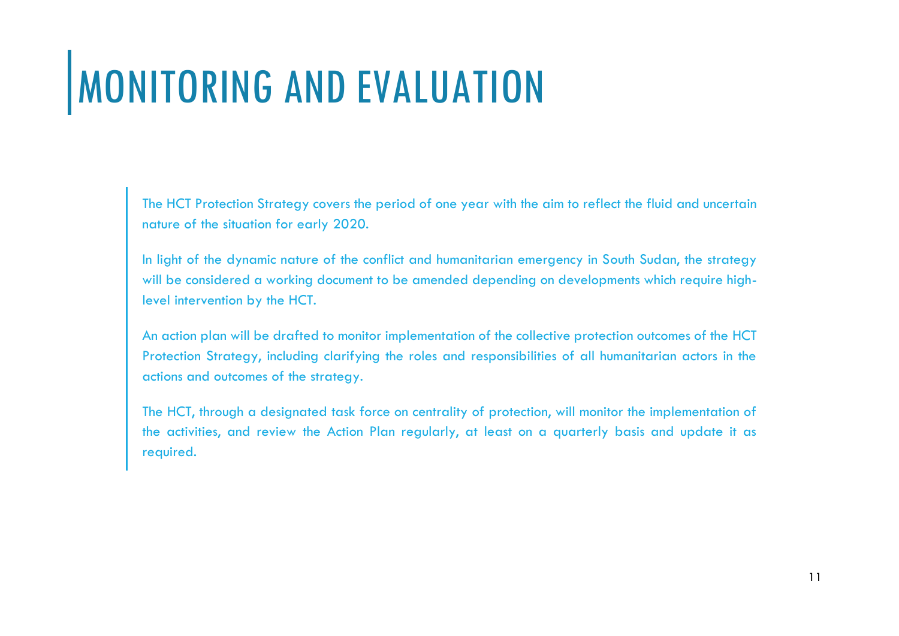# MONITORING AND EVALUATION

The HCT Protection Strategy covers the period of one year with the aim to reflect the fluid and uncertain nature of the situation for early 2020.

In light of the dynamic nature of the conflict and humanitarian emergency in South Sudan, the strategy will be considered a working document to be amended depending on developments which require high-level intervention by the HCT.

An action plan will be drafted to monitor implementation of the collective protection outcomes of the HCT Protection Strategy, including clarifying the roles and responsibilities of all humanitarian actors in the actions and outcomes of the strategy.

The HCT, through a designated task force on centrality of protection, will monitor the implementation of the activities, and review the Action Plan regularly, at least on a quarterly basis and update it as required.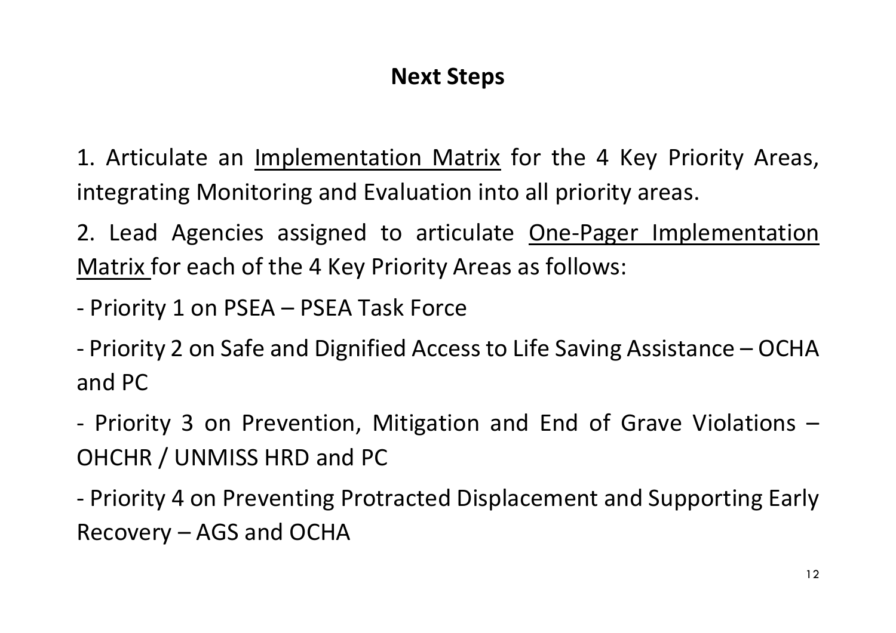## Next Steps

1. Articulate an <u>Implementation Matrix</u> for the 4 Key Priority Areas, integrating Monitoring and Evaluation into all priority areas.

2. Lead Agencies assigned to articulate <u>One-Pager Implementation Matrix</u> for each of the 4 Key Priority Areas as follows:

- Priority 1 on PSEA – PSEA Task Force

- Priority 2 on Safe and Dignified Access to Life Saving Assistance – OCHA and PC

- Priority 3 on Prevention, Mitigation and End of Grave Violations – OHCHR / UNMISS HRD and PC

- Priority 4 on Preventing Protracted Displacement and Supporting Early Recovery – AGS and OCHA